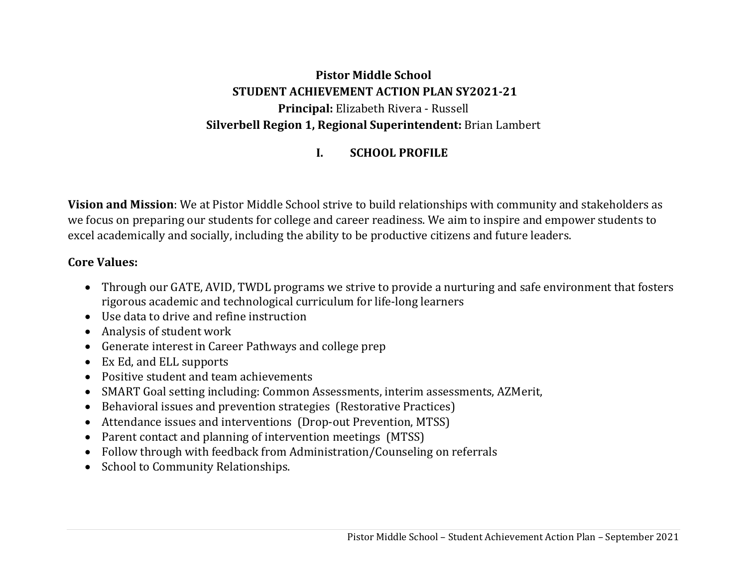# Pistor Middle School

## STUDENT ACHIEVEMENT ACTION PLAN SY2021-21

**Principal:** Elizabeth Rivera - Russell

**Silverbell Region 1, Regional Superintendent:** Brian Lambert

## I. SCHOOL PROFILE

**Vision and Mission**: We at Pistor Middle School strive to build relationships with community and stakeholders as we focus on preparing our students for college and career readiness. We aim to inspire and empower students to excel academically and socially, including the ability to be productive citizens and future leaders.

**Core Values:**

- Through our GATE, AVID, TWDL programs we strive to provide a nurturing and safe environment that fosters rigorous academic and technological curriculum for life-long learners
- Use data to drive and refine instruction
- Analysis of student work
- Generate interest in Career Pathways and college prep
- Ex Ed, and ELL supports
- Positive student and team achievements
- SMART Goal setting including: Common Assessments, interim assessments, AZMerit,
- Behavioral issues and prevention strategies (Restorative Practices)
- Attendance issues and interventions (Drop-out Prevention, MTSS)
- Parent contact and planning of intervention meetings (MTSS)
- Follow through with feedback from Administration/Counseling on referrals
- School to Community Relationships.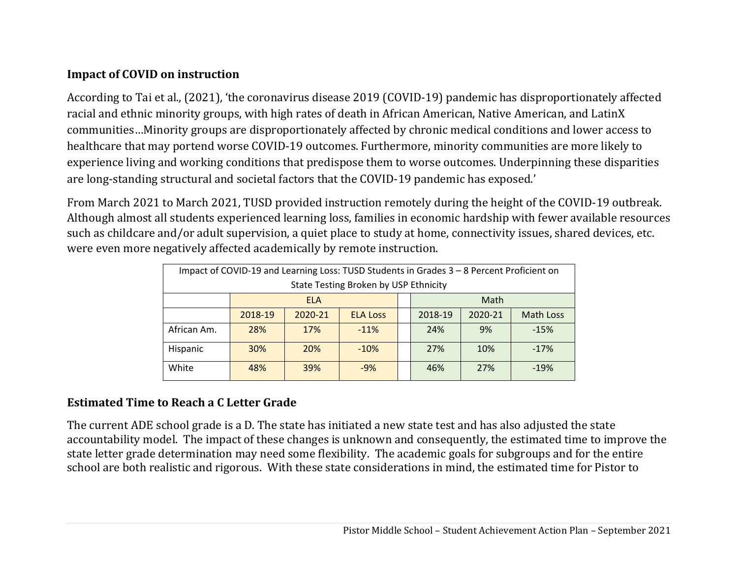## Impact of COVID on instruction

According to Tai et al., (2021), 'the coronavirus disease 2019 (COVID-19) pandemic has disproportionately affected racial and ethnic minority groups, with high rates of death in African American, Native American, and LatinX communities…Minority groups are disproportionately affected by chronic medical conditions and lower access to healthcare that may portend worse COVID-19 outcomes. Furthermore, minority communities are more likely to experience living and working conditions that predispose them to worse outcomes. Underpinning these disparities are long-standing structural and societal factors that the COVID-19 pandemic has exposed.'

From March 2021 to March 2021, TUSD provided instruction remotely during the height of the COVID-19 outbreak. Although almost all students experienced learning loss, families in economic hardship with fewer available resources such as childcare and/or adult supervision, a quiet place to study at home, connectivity issues, shared devices, etc. were even more negatively affected academically by remote instruction.

Impact of COVID-19 and Learning Loss: TUSD Students in Grades 3 – 8 Percent Proficient on State Testing Broken by USP Ethnicity

| | ELA | | | | Math | | |
|---|---|---|---|---|---|---|---|
| | 2018-19 | 2020-21 | ELA Loss | | 2018-19 | 2020-21 | Math Loss |
| African Am. | 28% | 17% | -11% | | 24% | 9% | -15% |
| Hispanic | 30% | 20% | -10% | | 27% | 10% | -17% |
| White | 48% | 39% | -9% | | 46% | 27% | -19% |

## Estimated Time to Reach a C Letter Grade

The current ADE school grade is a D. The state has initiated a new state test and has also adjusted the state accountability model. The impact of these changes is unknown and consequently, the estimated time to improve the state letter grade determination may need some flexibility. The academic goals for subgroups and for the entire school are both realistic and rigorous. With these state considerations in mind, the estimated time for Pistor to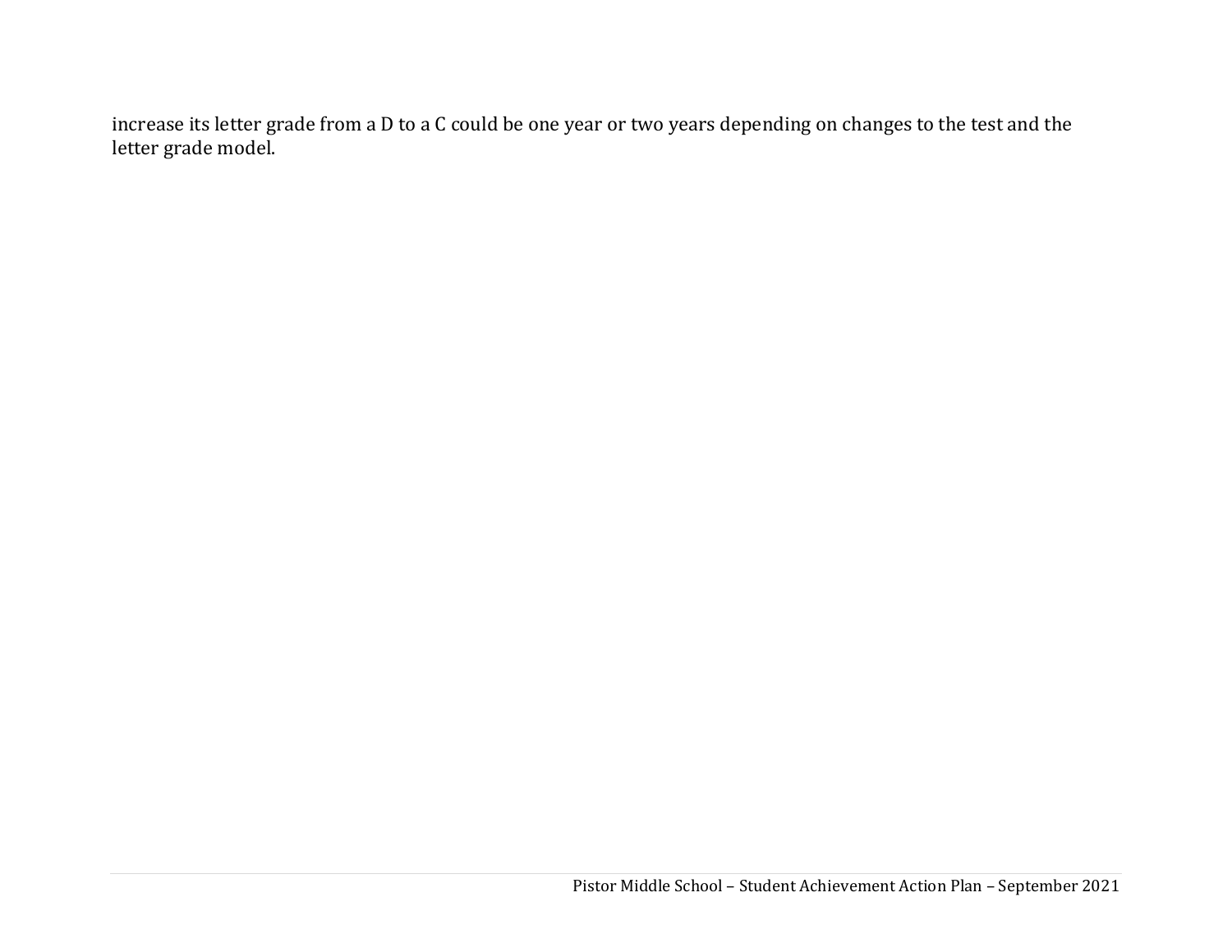increase its letter grade from a D to a C could be one year or two years depending on changes to the test and the letter grade model.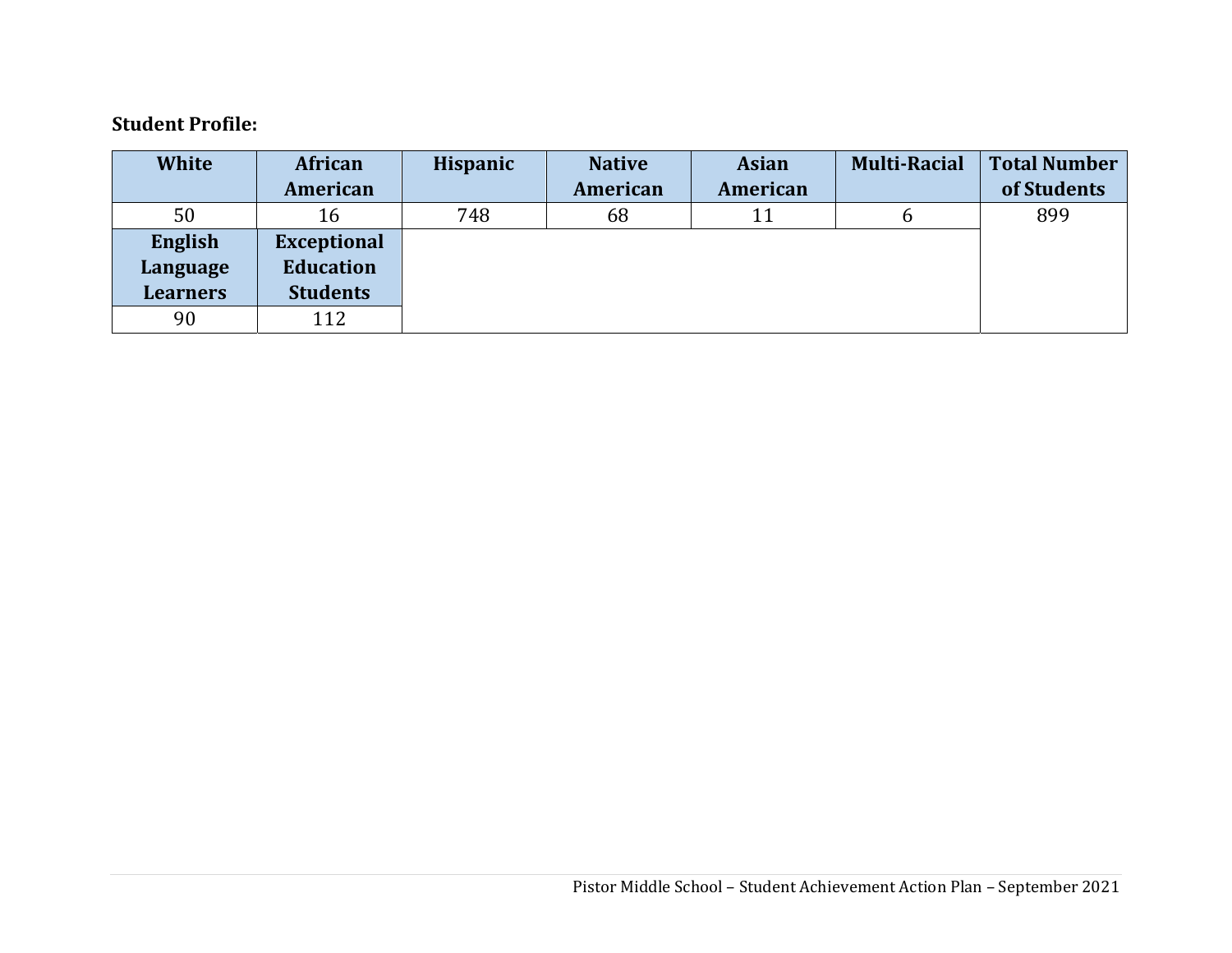**Student Profile:**

| White | African American | Hispanic | Native American | Asian American | Multi-Racial | Total Number of Students |
|---|---|---|---|---|---|---|
| 50 | 16 | 748 | 68 | 11 | 6 | 899 |
| **English Language Learners** | **Exceptional Education Students** | | | | | |
| 90 | 112 | | | | | |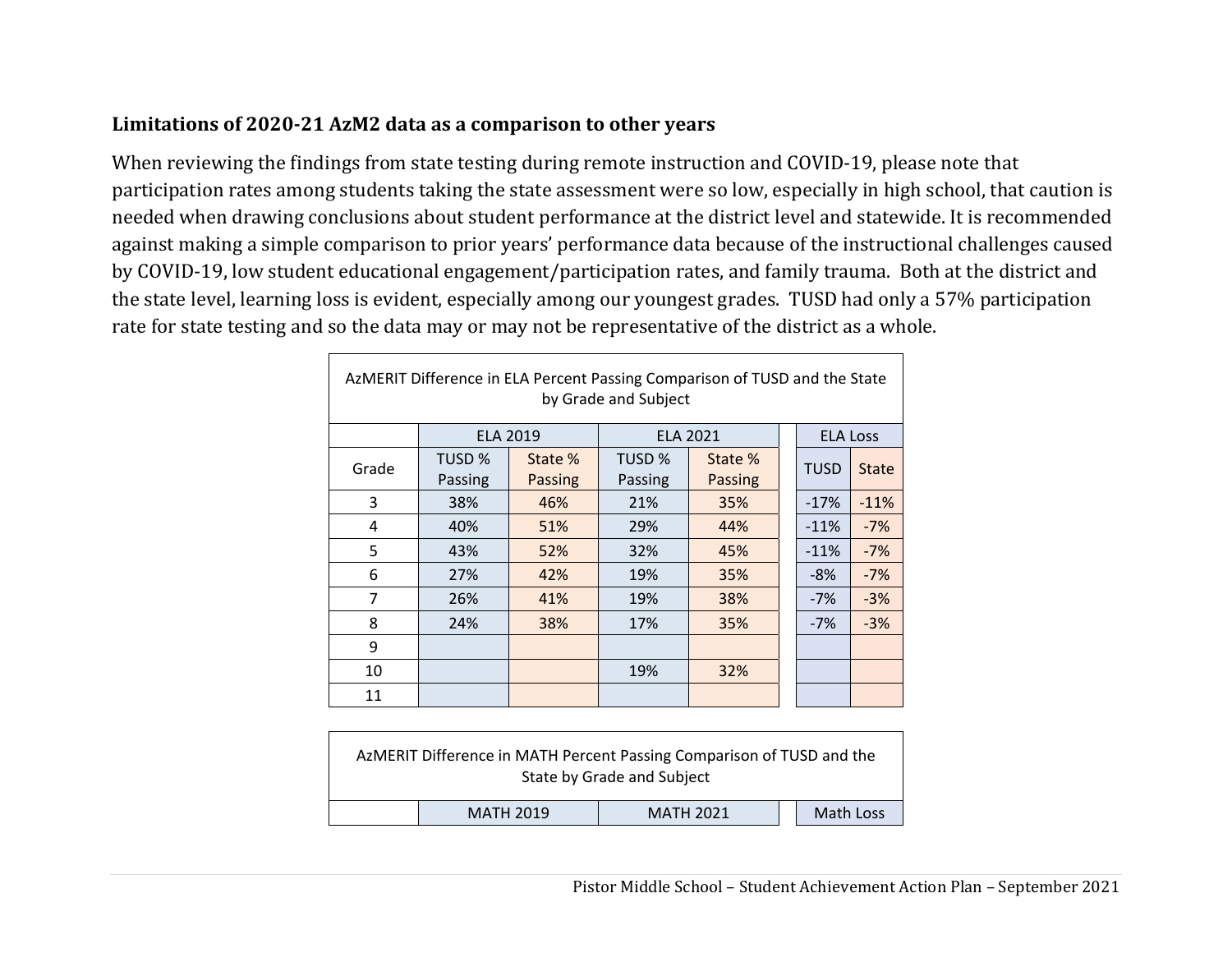### Limitations of 2020-21 AzM2 data as a comparison to other years

When reviewing the findings from state testing during remote instruction and COVID-19, please note that participation rates among students taking the state assessment were so low, especially in high school, that caution is needed when drawing conclusions about student performance at the district level and statewide. It is recommended against making a simple comparison to prior years' performance data because of the instructional challenges caused by COVID-19, low student educational engagement/participation rates, and family trauma. Both at the district and the state level, learning loss is evident, especially among our youngest grades. TUSD had only a 57% participation rate for state testing and so the data may or may not be representative of the district as a whole.

AzMERIT Difference in ELA Percent Passing Comparison of TUSD and the State by Grade and Subject

| | ELA 2019 | | ELA 2021 | | ELA Loss | |
|---|---|---|---|---|---|---|
| Grade | TUSD % Passing | State % Passing | TUSD % Passing | State % Passing | TUSD | State |
| 3 | 38% | 46% | 21% | 35% | -17% | -11% |
| 4 | 40% | 51% | 29% | 44% | -11% | -7% |
| 5 | 43% | 52% | 32% | 45% | -11% | -7% |
| 6 | 27% | 42% | 19% | 35% | -8% | -7% |
| 7 | 26% | 41% | 19% | 38% | -7% | -3% |
| 8 | 24% | 38% | 17% | 35% | -7% | -3% |
| 9 | | | | | | |
| 10 | | | 19% | 32% | | |
| 11 | | | | | | |

AzMERIT Difference in MATH Percent Passing Comparison of TUSD and the State by Grade and Subject

| | MATH 2019 | | MATH 2021 | | Math Loss | |
|---|---|---|---|---|---|---|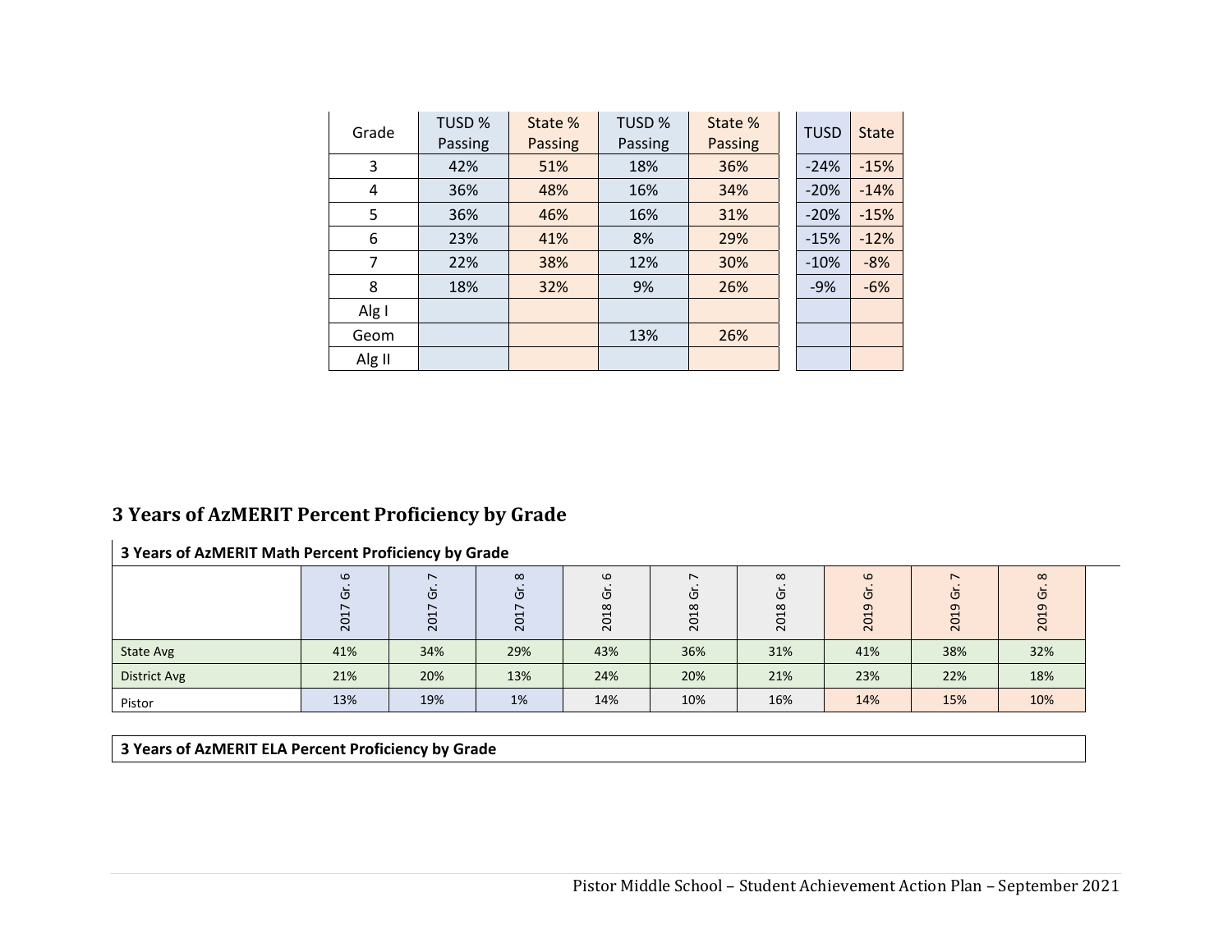| Grade | TUSD % Passing | State % Passing | TUSD % Passing | State % Passing | | TUSD | State |
|---|---|---|---|---|---|---|---|
| 3 | 42% | 51% | 18% | 36% | | -24% | -15% |
| 4 | 36% | 48% | 16% | 34% | | -20% | -14% |
| 5 | 36% | 46% | 16% | 31% | | -20% | -15% |
| 6 | 23% | 41% | 8% | 29% | | -15% | -12% |
| 7 | 22% | 38% | 12% | 30% | | -10% | -8% |
| 8 | 18% | 32% | 9% | 26% | | -9% | -6% |
| Alg I | | | | | | | |
| Geom | | | 13% | 26% | | | |
| Alg II | | | | | | | |

## 3 Years of AzMERIT Percent Proficiency by Grade

**3 Years of AzMERIT Math Percent Proficiency by Grade**

| | 2017 Gr. 6 | 2017 Gr. 7 | 2017 Gr. 8 | 2018 Gr. 6 | 2018 Gr. 7 | 2018 Gr. 8 | 2019 Gr. 6 | 2019 Gr. 7 | 2019 Gr. 8 |
|---|---|---|---|---|---|---|---|---|---|
| State Avg | 41% | 34% | 29% | 43% | 36% | 31% | 41% | 38% | 32% |
| District Avg | 21% | 20% | 13% | 24% | 20% | 21% | 23% | 22% | 18% |
| Pistor | 13% | 19% | 1% | 14% | 10% | 16% | 14% | 15% | 10% |

**3 Years of AzMERIT ELA Percent Proficiency by Grade**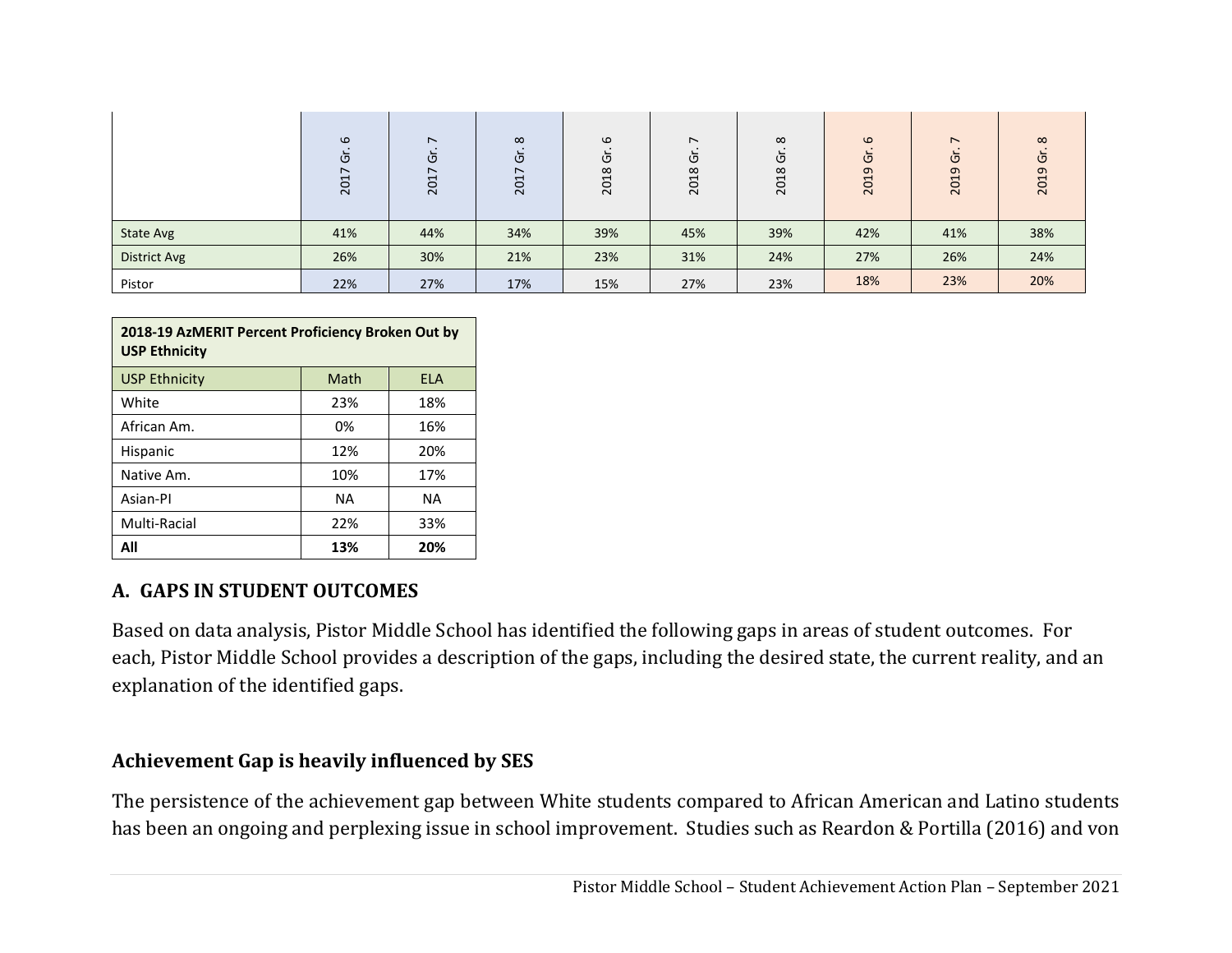| | 2017 Gr. 6 | 2017 Gr. 7 | 2017 Gr. 8 | 2018 Gr. 6 | 2018 Gr. 7 | 2018 Gr. 8 | 2019 Gr. 6 | 2019 Gr. 7 | 2019 Gr. 8 |
|---|---|---|---|---|---|---|---|---|---|
| State Avg | 41% | 44% | 34% | 39% | 45% | 39% | 42% | 41% | 38% |
| District Avg | 26% | 30% | 21% | 23% | 31% | 24% | 27% | 26% | 24% |
| Pistor | 22% | 27% | 17% | 15% | 27% | 23% | 18% | 23% | 20% |

| 2018-19 AzMERIT Percent Proficiency Broken Out by USP Ethnicity | | |
|---|---|---|
| USP Ethnicity | Math | ELA |
| White | 23% | 18% |
| African Am. | 0% | 16% |
| Hispanic | 12% | 20% |
| Native Am. | 10% | 17% |
| Asian-PI | NA | NA |
| Multi-Racial | 22% | 33% |
| **All** | **13%** | **20%** |

## A. GAPS IN STUDENT OUTCOMES

Based on data analysis, Pistor Middle School has identified the following gaps in areas of student outcomes. For each, Pistor Middle School provides a description of the gaps, including the desired state, the current reality, and an explanation of the identified gaps.

### Achievement Gap is heavily influenced by SES

The persistence of the achievement gap between White students compared to African American and Latino students has been an ongoing and perplexing issue in school improvement. Studies such as Reardon & Portilla (2016) and von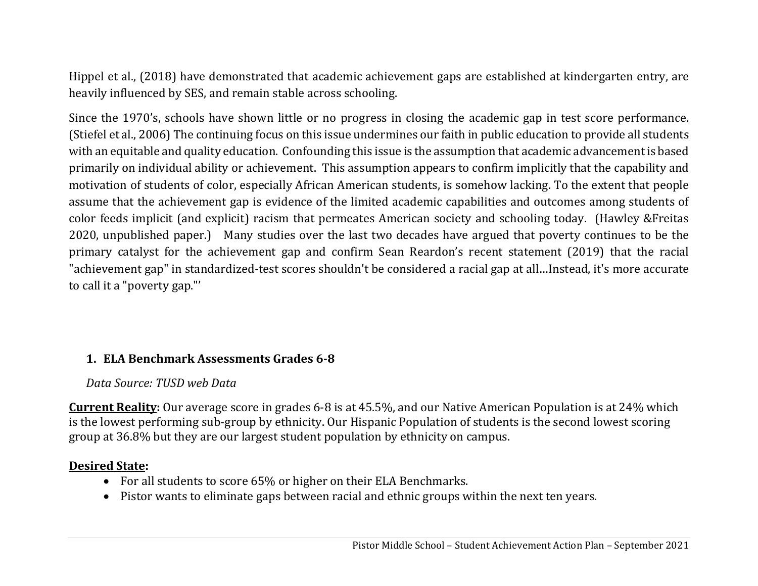Hippel et al., (2018) have demonstrated that academic achievement gaps are established at kindergarten entry, are heavily influenced by SES, and remain stable across schooling.

Since the 1970's, schools have shown little or no progress in closing the academic gap in test score performance. (Stiefel et al., 2006) The continuing focus on this issue undermines our faith in public education to provide all students with an equitable and quality education. Confounding this issue is the assumption that academic advancement is based primarily on individual ability or achievement. This assumption appears to confirm implicitly that the capability and motivation of students of color, especially African American students, is somehow lacking. To the extent that people assume that the achievement gap is evidence of the limited academic capabilities and outcomes among students of color feeds implicit (and explicit) racism that permeates American society and schooling today. (Hawley &Freitas 2020, unpublished paper.) Many studies over the last two decades have argued that poverty continues to be the primary catalyst for the achievement gap and confirm Sean Reardon's recent statement (2019) that the racial "achievement gap" in standardized-test scores shouldn't be considered a racial gap at all…Instead, it's more accurate to call it a "poverty gap."'

### 1. ELA Benchmark Assessments Grades 6-8

*Data Source: TUSD web Data*

**Current Reality:** Our average score in grades 6-8 is at 45.5%, and our Native American Population is at 24% which is the lowest performing sub-group by ethnicity. Our Hispanic Population of students is the second lowest scoring group at 36.8% but they are our largest student population by ethnicity on campus.

**Desired State:**

- For all students to score 65% or higher on their ELA Benchmarks.
- Pistor wants to eliminate gaps between racial and ethnic groups within the next ten years.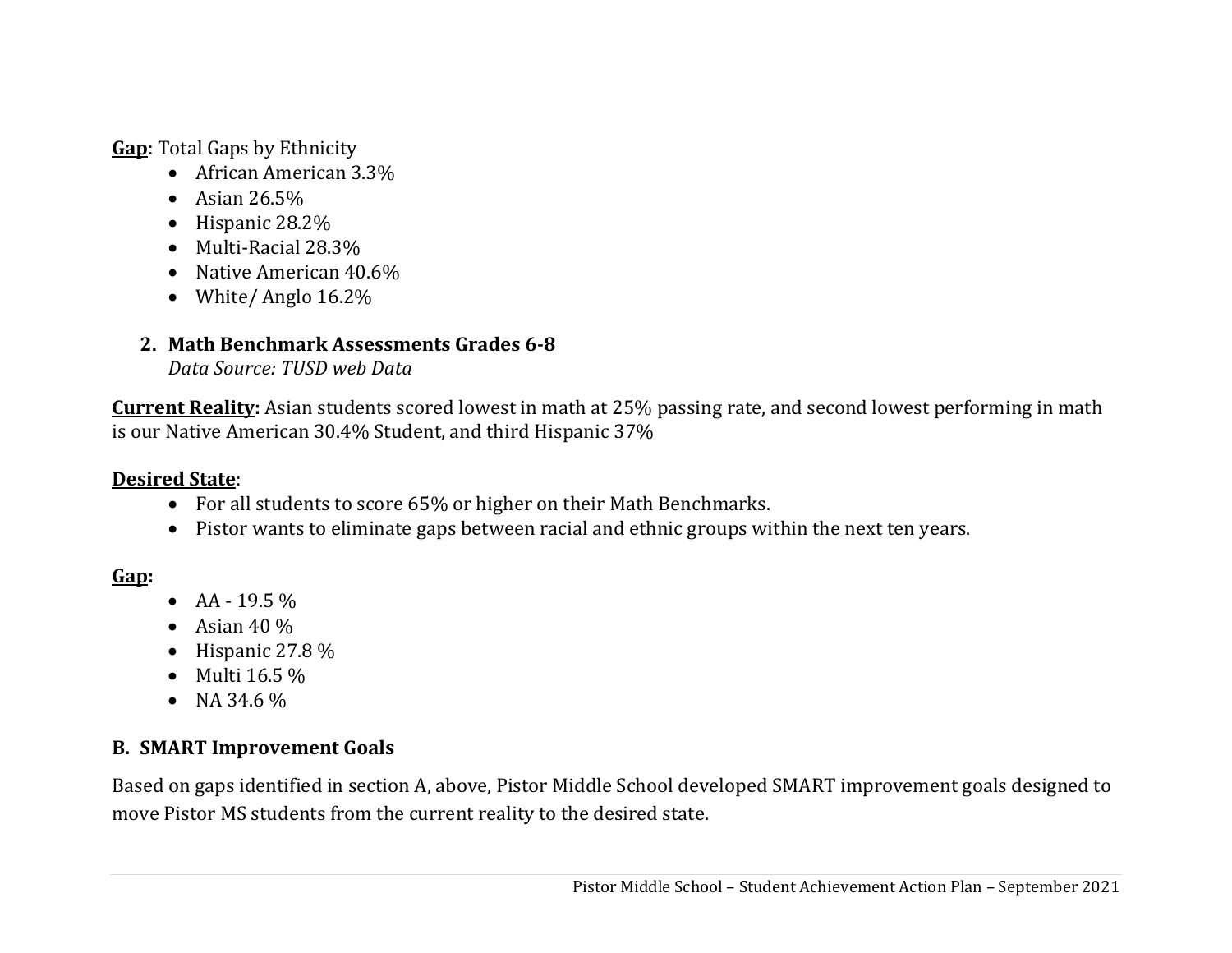**<u>Gap</u>**: Total Gaps by Ethnicity

- African American 3.3%
- Asian 26.5%
- Hispanic 28.2%
- Multi-Racial 28.3%
- Native American 40.6%
- White/ Anglo 16.2%

2. **Math Benchmark Assessments Grades 6-8**
   *Data Source: TUSD web Data*

**<u>Current Reality</u>:** Asian students scored lowest in math at 25% passing rate, and second lowest performing in math is our Native American 30.4% Student, and third Hispanic 37%

**<u>Desired State</u>**:

- For all students to score 65% or higher on their Math Benchmarks.
- Pistor wants to eliminate gaps between racial and ethnic groups within the next ten years.

**<u>Gap</u>:**

- AA - 19.5 %
- Asian 40 %
- Hispanic 27.8 %
- Multi 16.5 %
- NA 34.6 %

### B. SMART Improvement Goals

Based on gaps identified in section A, above, Pistor Middle School developed SMART improvement goals designed to move Pistor MS students from the current reality to the desired state.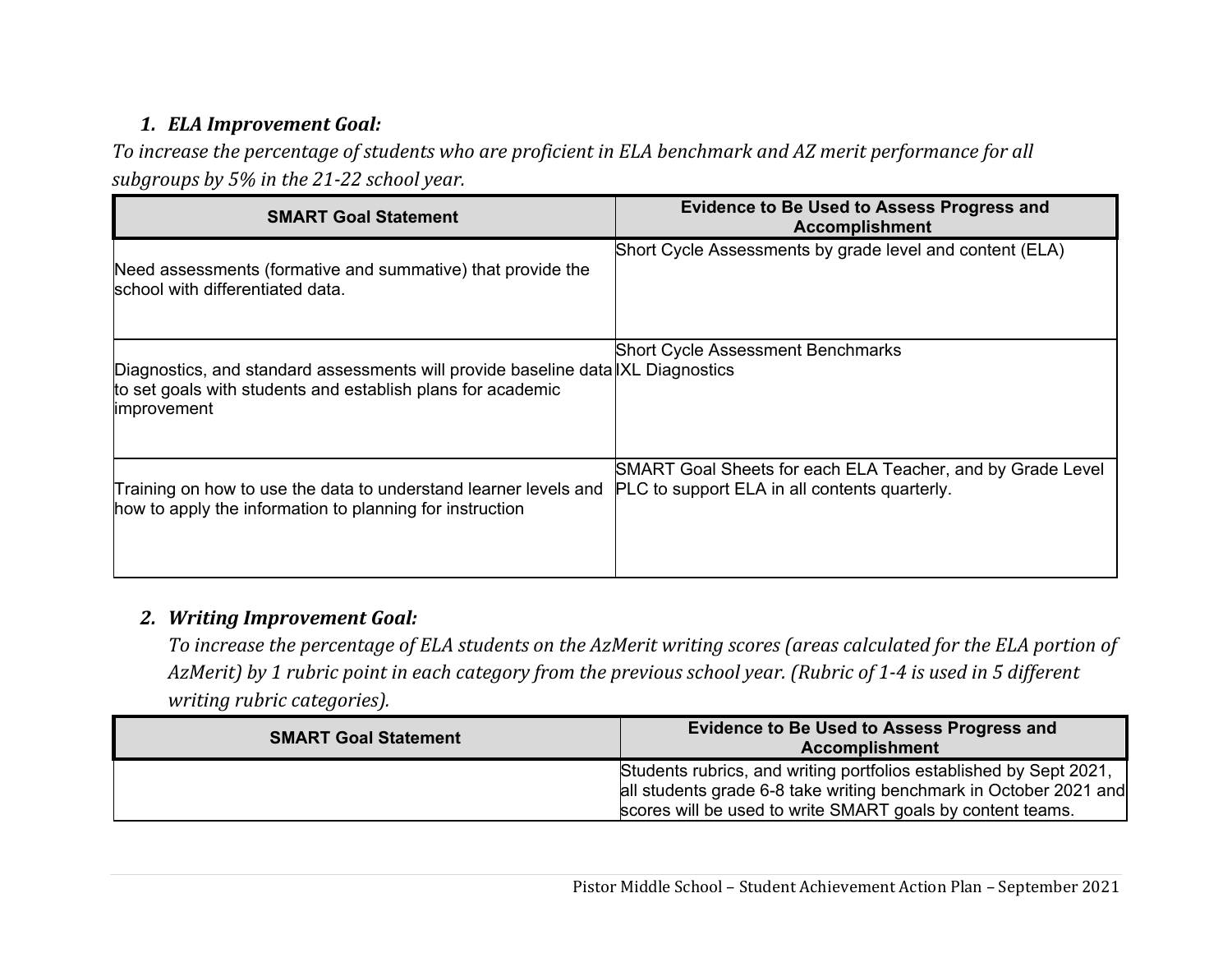### *1. ELA Improvement Goal:*

*To increase the percentage of students who are proficient in ELA benchmark and AZ merit performance for all subgroups by 5% in the 21-22 school year.*

| SMART Goal Statement | Evidence to Be Used to Assess Progress and Accomplishment |
|---|---|
| Need assessments (formative and summative) that provide the school with differentiated data. | Short Cycle Assessments by grade level and content (ELA) |
| Diagnostics, and standard assessments will provide baseline data to set goals with students and establish plans for academic improvement | Short Cycle Assessment Benchmarks<br>IXL Diagnostics |
| Training on how to use the data to understand learner levels and how to apply the information to planning for instruction | SMART Goal Sheets for each ELA Teacher, and by Grade Level PLC to support ELA in all contents quarterly. |

### *2. Writing Improvement Goal:*

*To increase the percentage of ELA students on the AzMerit writing scores (areas calculated for the ELA portion of AzMerit) by 1 rubric point in each category from the previous school year. (Rubric of 1-4 is used in 5 different writing rubric categories).*

| SMART Goal Statement | Evidence to Be Used to Assess Progress and Accomplishment |
|---|---|
| | Students rubrics, and writing portfolios established by Sept 2021, all students grade 6-8 take writing benchmark in October 2021 and scores will be used to write SMART goals by content teams. |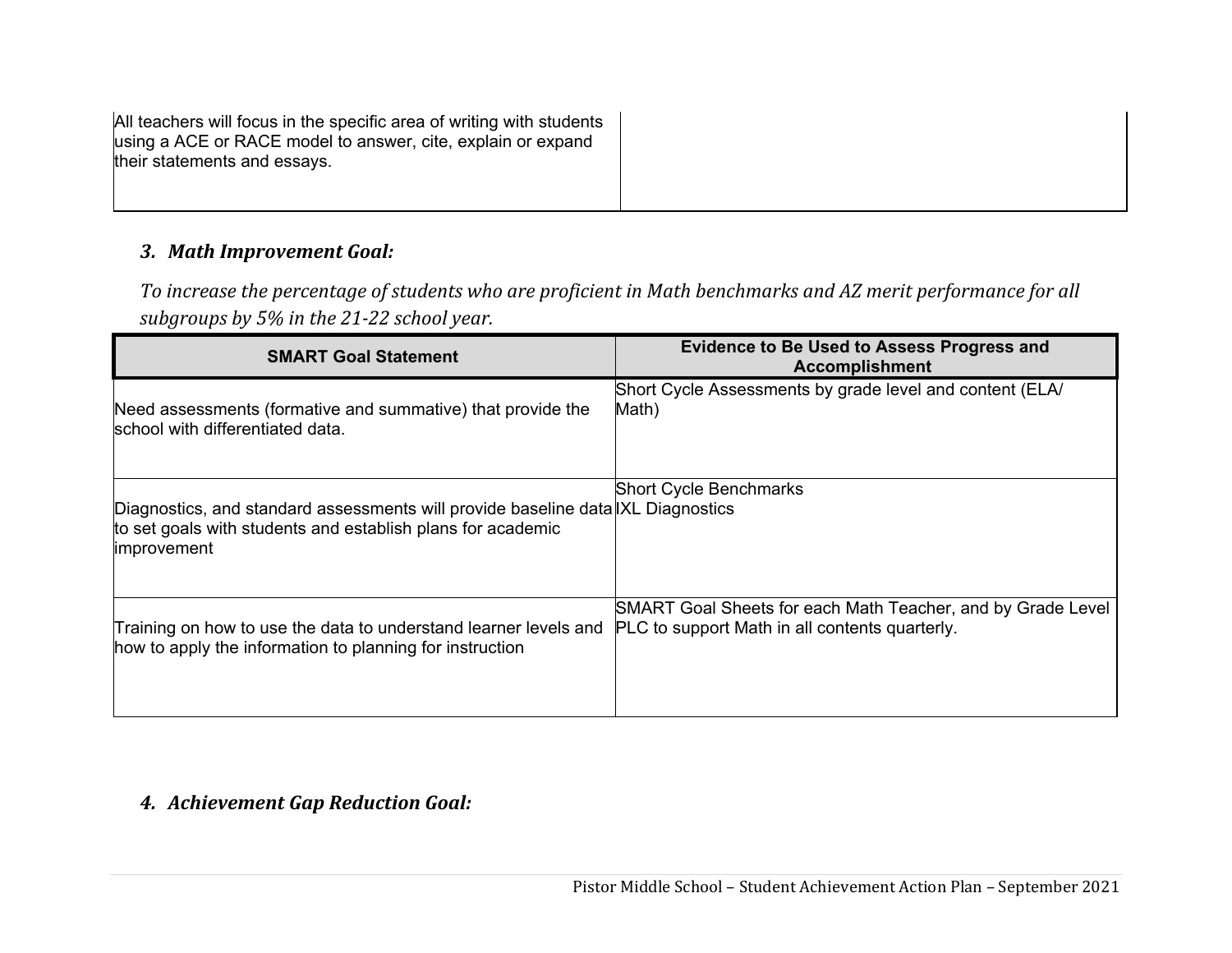| All teachers will focus in the specific area of writing with students using a ACE or RACE model to answer, cite, explain or expand their statements and essays. | |
|---|---|

### *3. Math Improvement Goal:*

*To increase the percentage of students who are proficient in Math benchmarks and AZ merit performance for all subgroups by 5% in the 21-22 school year.*

| SMART Goal Statement | Evidence to Be Used to Assess Progress and Accomplishment |
|---|---|
| Need assessments (formative and summative) that provide the school with differentiated data. | Short Cycle Assessments by grade level and content (ELA/ Math) |
| Diagnostics, and standard assessments will provide baseline data to set goals with students and establish plans for academic improvement | Short Cycle Benchmarks<br>IXL Diagnostics |
| Training on how to use the data to understand learner levels and how to apply the information to planning for instruction | SMART Goal Sheets for each Math Teacher, and by Grade Level PLC to support Math in all contents quarterly. |

### *4. Achievement Gap Reduction Goal:*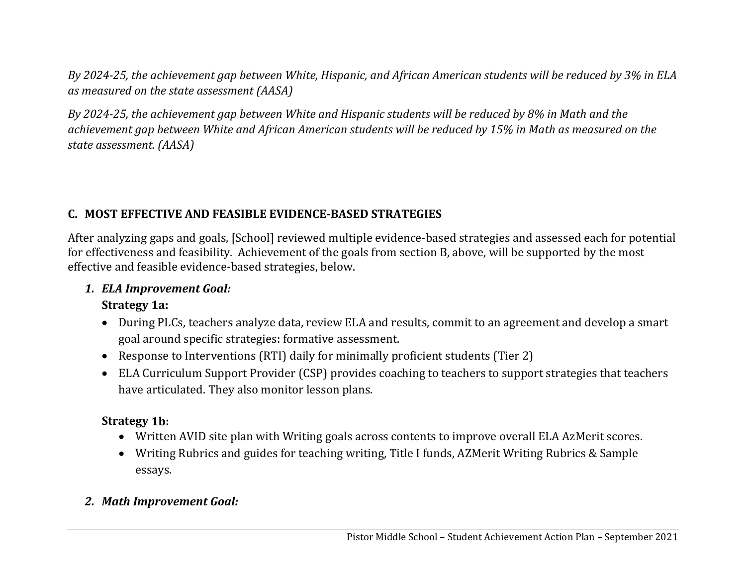*By 2024-25, the achievement gap between White, Hispanic, and African American students will be reduced by 3% in ELA as measured on the state assessment (AASA)*

*By 2024-25, the achievement gap between White and Hispanic students will be reduced by 8% in Math and the achievement gap between White and African American students will be reduced by 15% in Math as measured on the state assessment. (AASA)*

## C. MOST EFFECTIVE AND FEASIBLE EVIDENCE-BASED STRATEGIES

After analyzing gaps and goals, [School] reviewed multiple evidence-based strategies and assessed each for potential for effectiveness and feasibility. Achievement of the goals from section B, above, will be supported by the most effective and feasible evidence-based strategies, below.

1. ***ELA Improvement Goal:***

   **Strategy 1a:**

   - During PLCs, teachers analyze data, review ELA and results, commit to an agreement and develop a smart goal around specific strategies: formative assessment.
   - Response to Interventions (RTI) daily for minimally proficient students (Tier 2)
   - ELA Curriculum Support Provider (CSP) provides coaching to teachers to support strategies that teachers have articulated. They also monitor lesson plans.

   **Strategy 1b:**

   - Written AVID site plan with Writing goals across contents to improve overall ELA AzMerit scores.
   - Writing Rubrics and guides for teaching writing, Title I funds, AZMerit Writing Rubrics & Sample essays.

2. ***Math Improvement Goal:***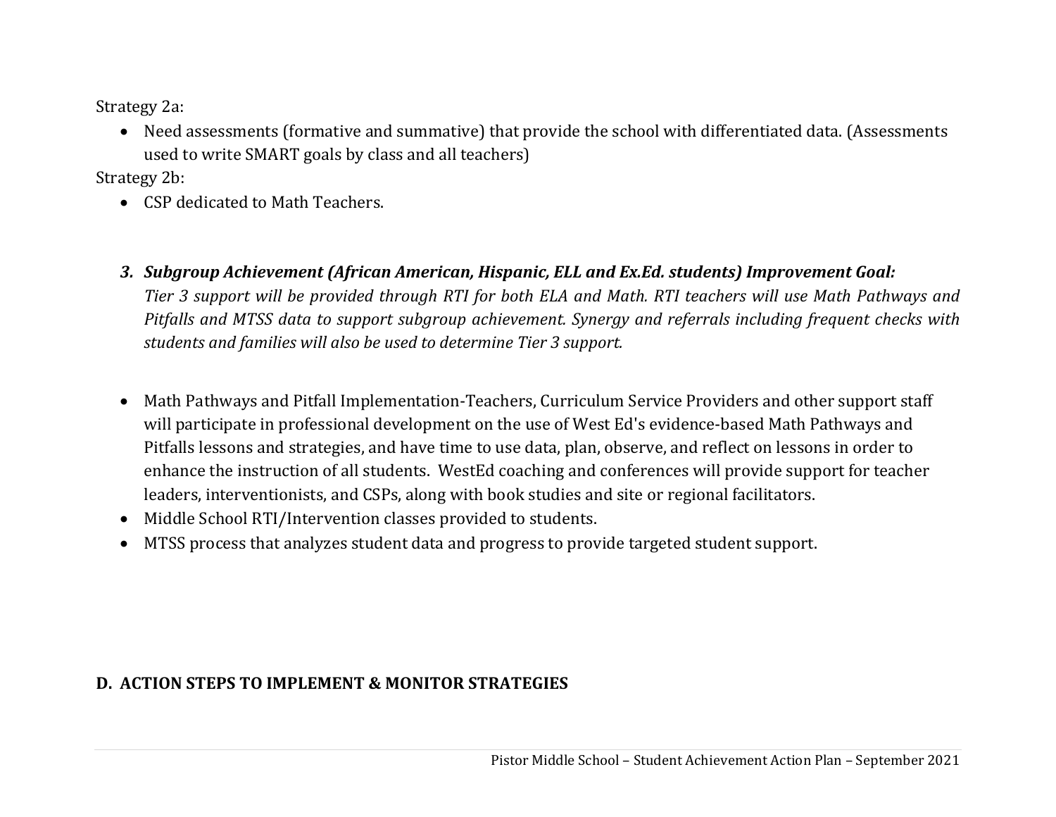Strategy 2a:

- Need assessments (formative and summative) that provide the school with differentiated data. (Assessments used to write SMART goals by class and all teachers)

Strategy 2b:

- CSP dedicated to Math Teachers.

3. ***Subgroup Achievement (African American, Hispanic, ELL and Ex.Ed. students) Improvement Goal:***
   *Tier 3 support will be provided through RTI for both ELA and Math. RTI teachers will use Math Pathways and Pitfalls and MTSS data to support subgroup achievement. Synergy and referrals including frequent checks with students and families will also be used to determine Tier 3 support.*

- Math Pathways and Pitfall Implementation-Teachers, Curriculum Service Providers and other support staff will participate in professional development on the use of West Ed's evidence-based Math Pathways and Pitfalls lessons and strategies, and have time to use data, plan, observe, and reflect on lessons in order to enhance the instruction of all students. WestEd coaching and conferences will provide support for teacher leaders, interventionists, and CSPs, along with book studies and site or regional facilitators.
- Middle School RTI/Intervention classes provided to students.
- MTSS process that analyzes student data and progress to provide targeted student support.

## D. ACTION STEPS TO IMPLEMENT & MONITOR STRATEGIES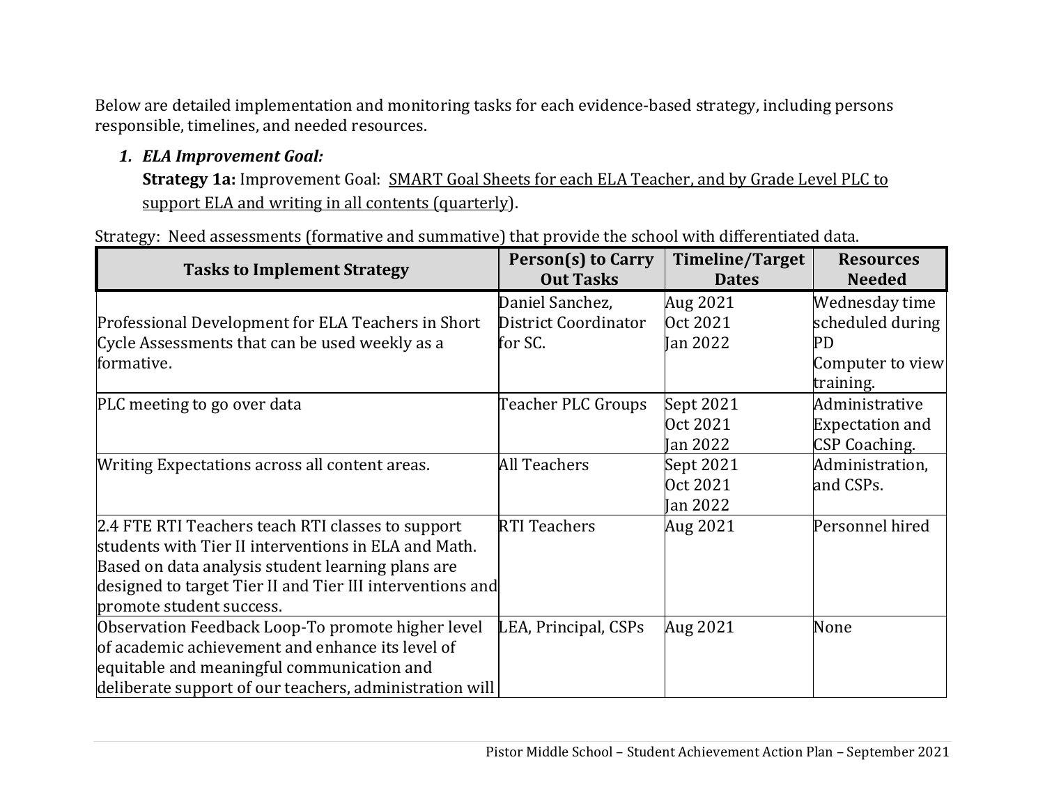Below are detailed implementation and monitoring tasks for each evidence-based strategy, including persons responsible, timelines, and needed resources.

1. ***ELA Improvement Goal:***
   **Strategy 1a:** Improvement Goal: <u>SMART Goal Sheets for each ELA Teacher, and by Grade Level PLC to support ELA and writing in all contents (quarterly</u>).

Strategy: Need assessments (formative and summative) that provide the school with differentiated data.

| Tasks to Implement Strategy | Person(s) to Carry Out Tasks | Timeline/Target Dates | Resources Needed |
|---|---|---|---|
| Professional Development for ELA Teachers in Short Cycle Assessments that can be used weekly as a formative. | Daniel Sanchez, District Coordinator for SC. | Aug 2021<br>Oct 2021<br>Jan 2022 | Wednesday time scheduled during PD<br>Computer to view training. |
| PLC meeting to go over data | Teacher PLC Groups | Sept 2021<br>Oct 2021<br>Jan 2022 | Administrative Expectation and CSP Coaching. |
| Writing Expectations across all content areas. | All Teachers | Sept 2021<br>Oct 2021<br>Jan 2022 | Administration, and CSPs. |
| 2.4 FTE RTI Teachers teach RTI classes to support students with Tier II interventions in ELA and Math. Based on data analysis student learning plans are designed to target Tier II and Tier III interventions and promote student success. | RTI Teachers | Aug 2021 | Personnel hired |
| Observation Feedback Loop-To promote higher level of academic achievement and enhance its level of equitable and meaningful communication and deliberate support of our teachers, administration will | LEA, Principal, CSPs | Aug 2021 | None |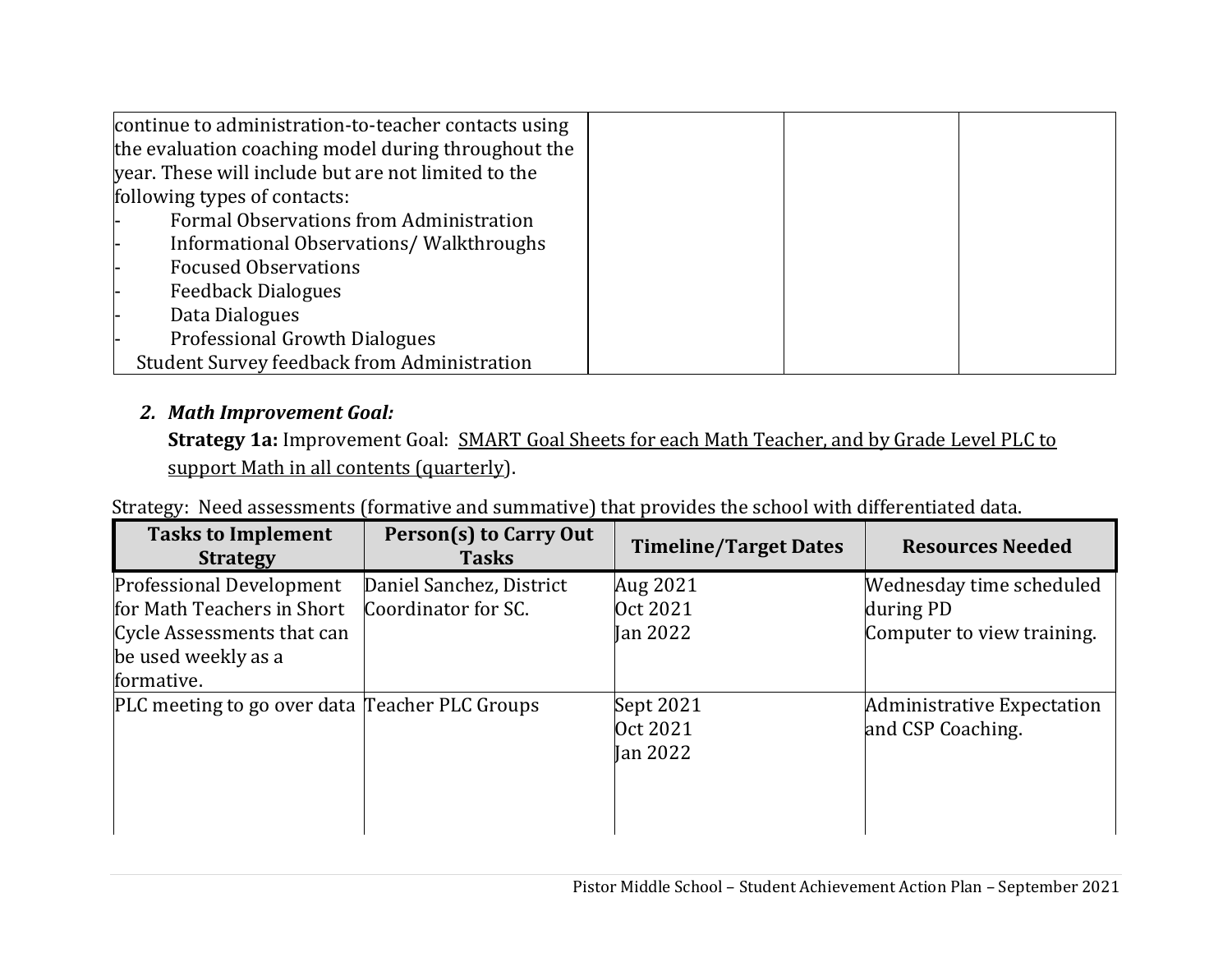| | | | |
|---|---|---|---|
| continue to administration-to-teacher contacts using the evaluation coaching model during throughout the year. These will include but are not limited to the following types of contacts:<br>- Formal Observations from Administration<br>- Informational Observations/ Walkthroughs<br>- Focused Observations<br>- Feedback Dialogues<br>- Data Dialogues<br>- Professional Growth Dialogues<br>Student Survey feedback from Administration | | | |

2. ***Math Improvement Goal:***

**Strategy 1a:** Improvement Goal: <u>SMART Goal Sheets for each Math Teacher, and by Grade Level PLC to support Math in all contents (quarterly)</u>.

Strategy: Need assessments (formative and summative) that provides the school with differentiated data.

| Tasks to Implement Strategy | Person(s) to Carry Out Tasks | Timeline/Target Dates | Resources Needed |
|---|---|---|---|
| Professional Development for Math Teachers in Short Cycle Assessments that can be used weekly as a formative. | Daniel Sanchez, District Coordinator for SC. | Aug 2021<br>Oct 2021<br>Jan 2022 | Wednesday time scheduled during PD<br>Computer to view training. |
| PLC meeting to go over data | Teacher PLC Groups | Sept 2021<br>Oct 2021<br>Jan 2022 | Administrative Expectation and CSP Coaching. |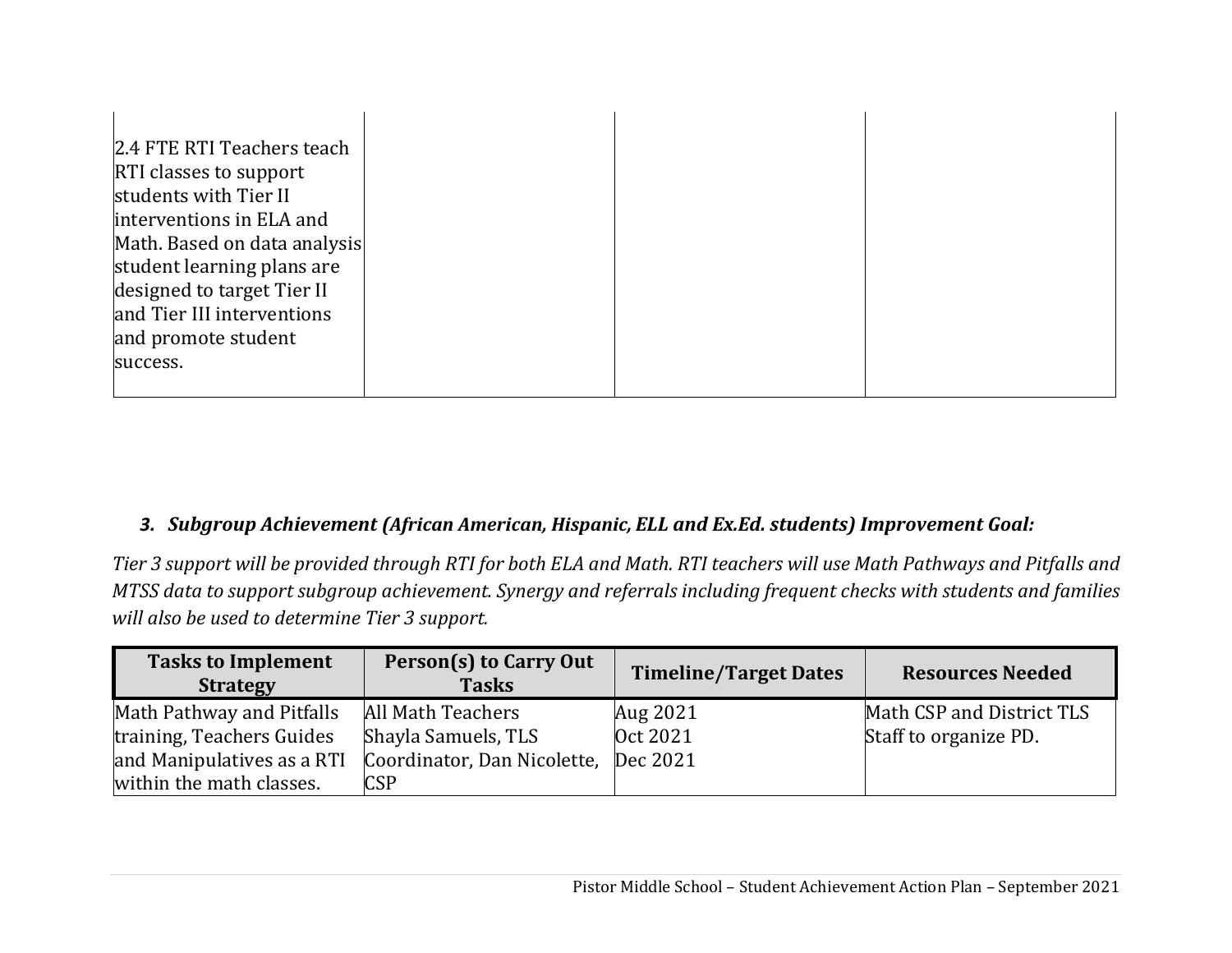| | | | |
|---|---|---|---|
| 2.4 FTE RTI Teachers teach RTI classes to support students with Tier II interventions in ELA and Math. Based on data analysis student learning plans are designed to target Tier II and Tier III interventions and promote student success. | | | |

### *3. Subgroup Achievement (African American, Hispanic, ELL and Ex.Ed. students) Improvement Goal:*

*Tier 3 support will be provided through RTI for both ELA and Math. RTI teachers will use Math Pathways and Pitfalls and MTSS data to support subgroup achievement. Synergy and referrals including frequent checks with students and families will also be used to determine Tier 3 support.*

| Tasks to Implement Strategy | Person(s) to Carry Out Tasks | Timeline/Target Dates | Resources Needed |
|---|---|---|---|
| Math Pathway and Pitfalls training, Teachers Guides and Manipulatives as a RTI within the math classes. | All Math Teachers<br>Shayla Samuels, TLS Coordinator, Dan Nicolette, CSP | Aug 2021<br>Oct 2021<br>Dec 2021 | Math CSP and District TLS Staff to organize PD. |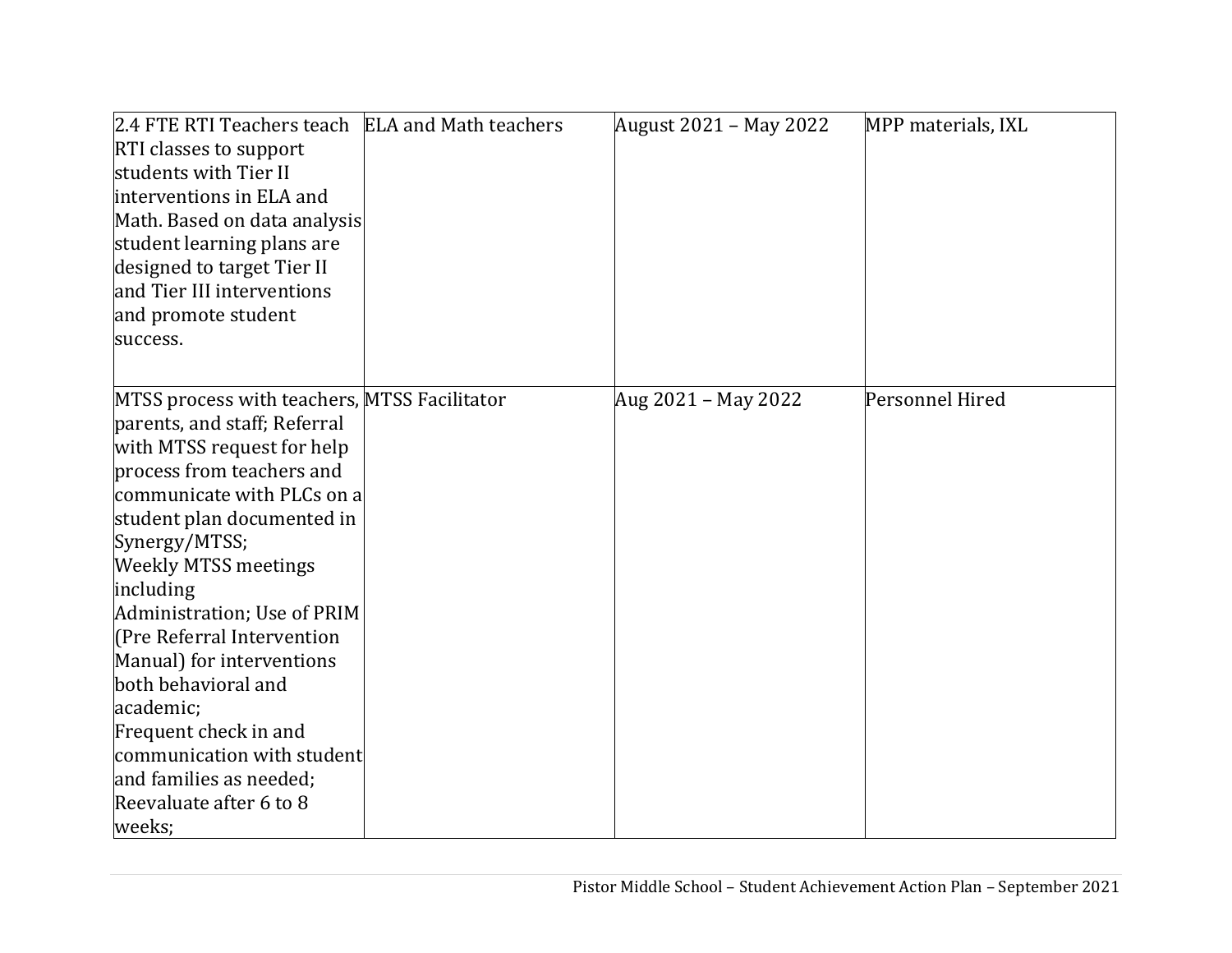| | | | |
|---|---|---|---|
| 2.4 FTE RTI Teachers teach RTI classes to support students with Tier II interventions in ELA and Math. Based on data analysis student learning plans are designed to target Tier II and Tier III interventions and promote student success. | ELA and Math teachers | August 2021 – May 2022 | MPP materials, IXL |
| MTSS process with teachers, parents, and staff; Referral with MTSS request for help process from teachers and communicate with PLCs on a student plan documented in Synergy/MTSS; Weekly MTSS meetings including Administration; Use of PRIM (Pre Referral Intervention Manual) for interventions both behavioral and academic; Frequent check in and communication with student and families as needed; Reevaluate after 6 to 8 weeks; | MTSS Facilitator | Aug 2021 – May 2022 | Personnel Hired |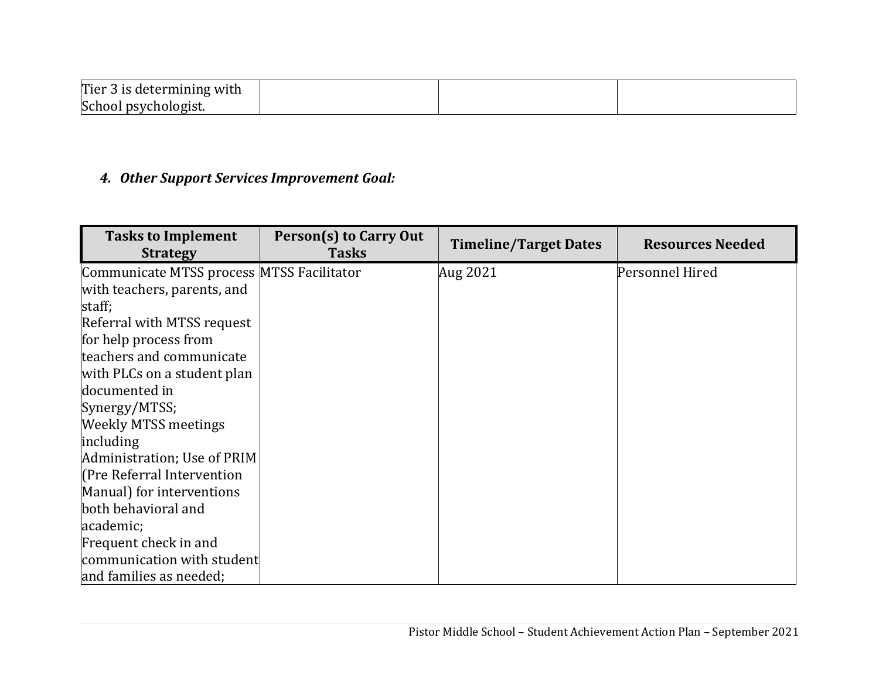| Tier 3 is determining with School psychologist. | | | |
|---|---|---|---|

#### *4. Other Support Services Improvement Goal:*

| Tasks to Implement Strategy | Person(s) to Carry Out Tasks | Timeline/Target Dates | Resources Needed |
|---|---|---|---|
| Communicate MTSS process with teachers, parents, and staff; Referral with MTSS request for help process from teachers and communicate with PLCs on a student plan documented in Synergy/MTSS; Weekly MTSS meetings including Administration; Use of PRIM (Pre Referral Intervention Manual) for interventions both behavioral and academic; Frequent check in and communication with student and families as needed; | MTSS Facilitator | Aug 2021 | Personnel Hired |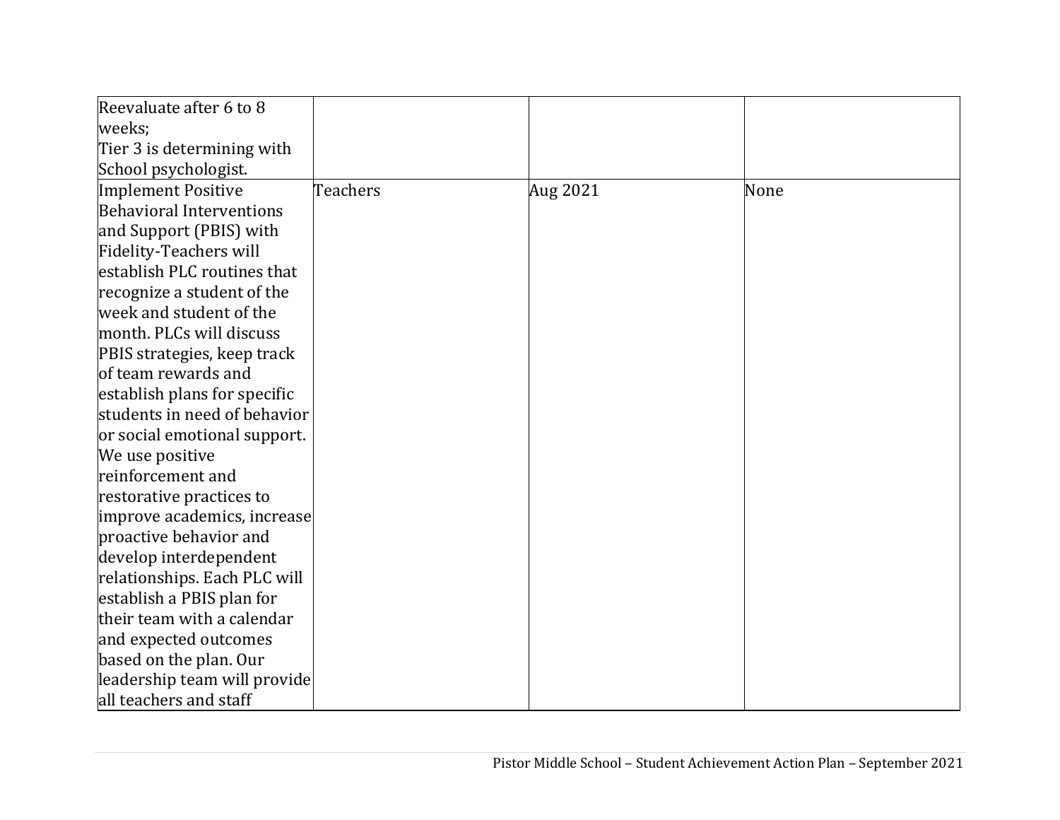| | | | |
|---|---|---|---|
| Reevaluate after 6 to 8 weeks; Tier 3 is determining with School psychologist. | | | |
| Implement Positive Behavioral Interventions and Support (PBIS) with Fidelity-Teachers will establish PLC routines that recognize a student of the week and student of the month. PLCs will discuss PBIS strategies, keep track of team rewards and establish plans for specific students in need of behavior or social emotional support. We use positive reinforcement and restorative practices to improve academics, increase proactive behavior and develop interdependent relationships. Each PLC will establish a PBIS plan for their team with a calendar and expected outcomes based on the plan. Our leadership team will provide all teachers and staff | Teachers | Aug 2021 | None |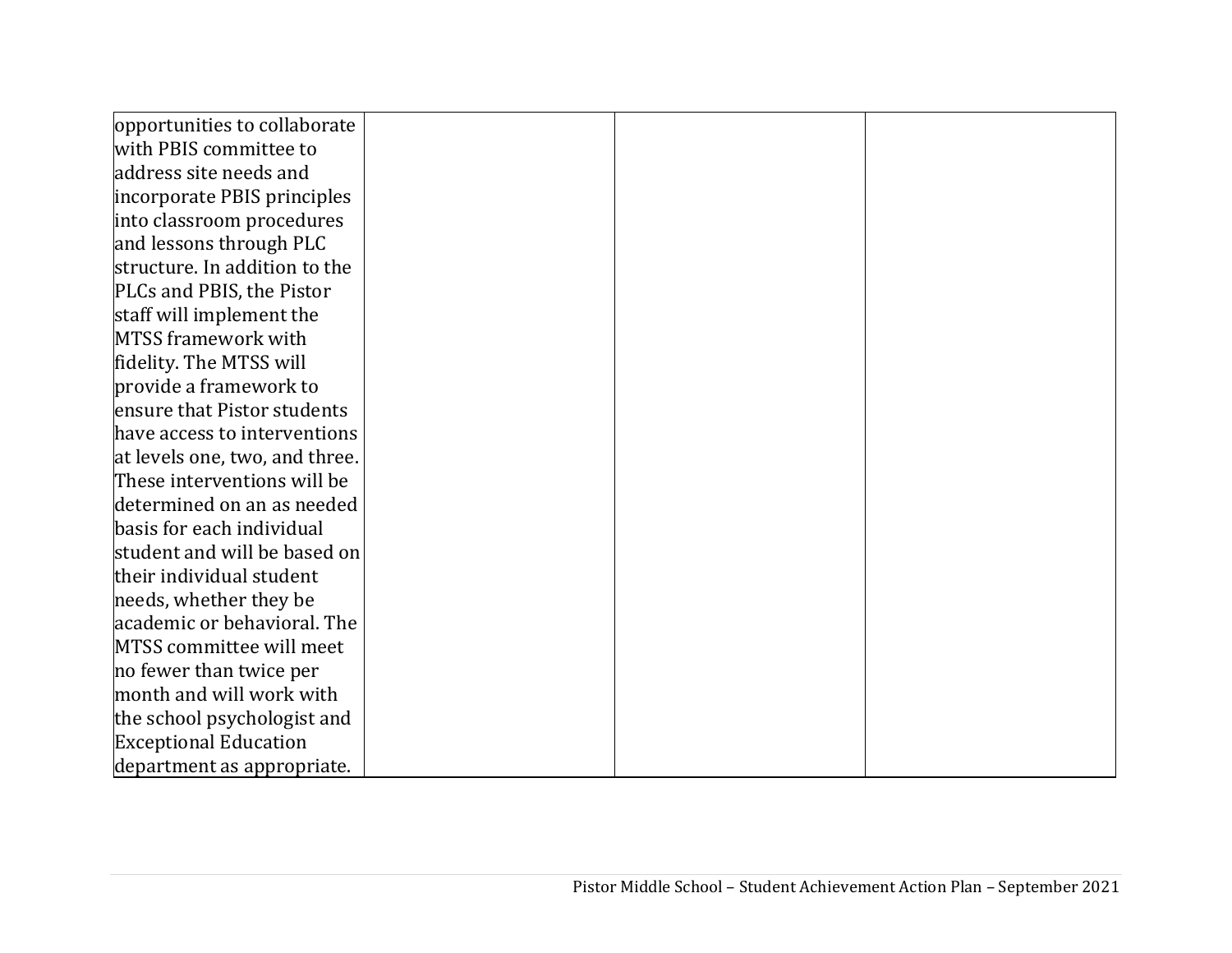| | | | |
|---|---|---|---|
| opportunities to collaborate with PBIS committee to address site needs and incorporate PBIS principles into classroom procedures and lessons through PLC structure. In addition to the PLCs and PBIS, the Pistor staff will implement the MTSS framework with fidelity. The MTSS will provide a framework to ensure that Pistor students have access to interventions at levels one, two, and three. These interventions will be determined on an as needed basis for each individual student and will be based on their individual student needs, whether they be academic or behavioral. The MTSS committee will meet no fewer than twice per month and will work with the school psychologist and Exceptional Education department as appropriate. | | | |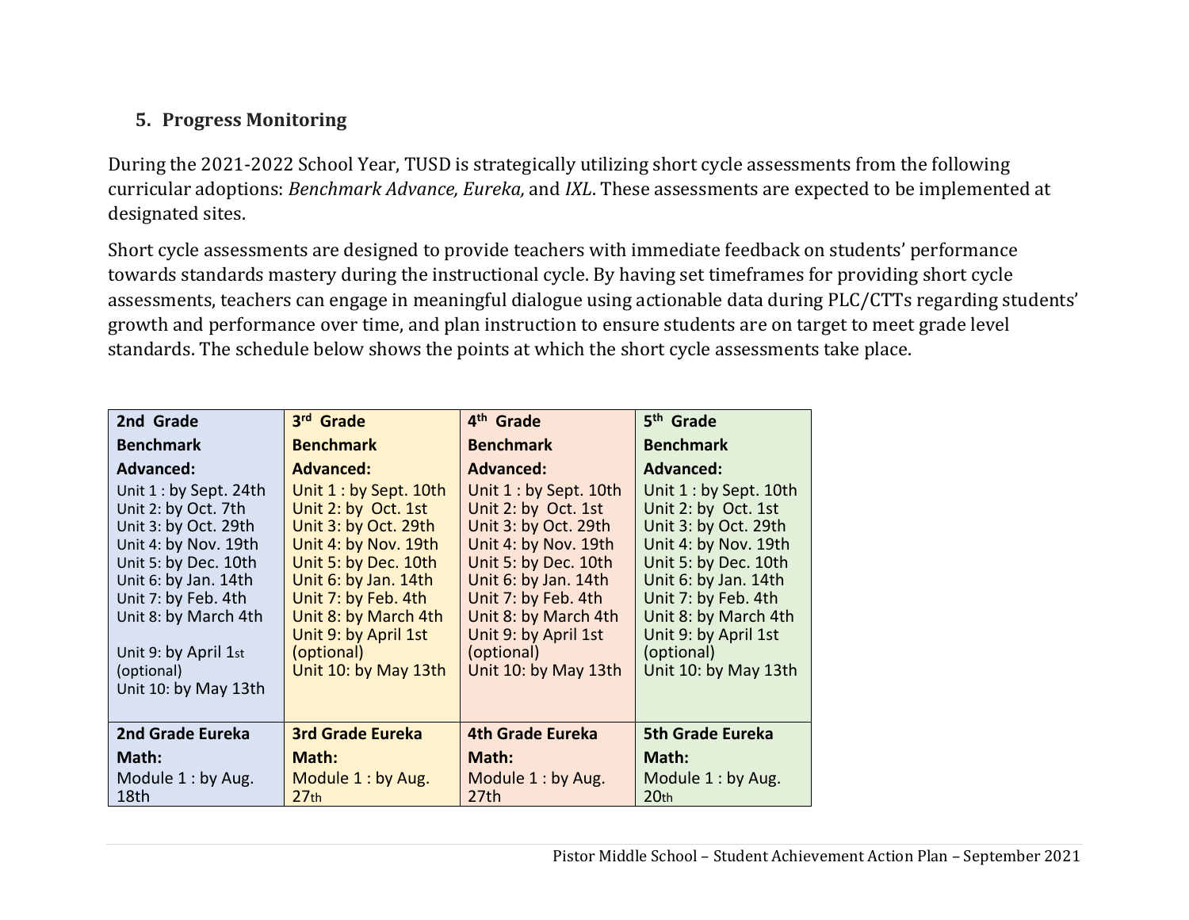## 5. Progress Monitoring

During the 2021-2022 School Year, TUSD is strategically utilizing short cycle assessments from the following curricular adoptions: *Benchmark Advance, Eureka,* and *IXL*. These assessments are expected to be implemented at designated sites.

Short cycle assessments are designed to provide teachers with immediate feedback on students' performance towards standards mastery during the instructional cycle. By having set timeframes for providing short cycle assessments, teachers can engage in meaningful dialogue using actionable data during PLC/CTTs regarding students' growth and performance over time, and plan instruction to ensure students are on target to meet grade level standards. The schedule below shows the points at which the short cycle assessments take place.

| 2nd Grade | 3rd Grade | 4th Grade | 5th Grade |
|---|---|---|---|
| **Benchmark Advanced:**<br>Unit 1 : by Sept. 24th<br>Unit 2: by Oct. 7th<br>Unit 3: by Oct. 29th<br>Unit 4: by Nov. 19th<br>Unit 5: by Dec. 10th<br>Unit 6: by Jan. 14th<br>Unit 7: by Feb. 4th<br>Unit 8: by March 4th<br>Unit 9: by April 1st (optional)<br>Unit 10: by May 13th | **Benchmark Advanced:**<br>Unit 1 : by Sept. 10th<br>Unit 2: by Oct. 1st<br>Unit 3: by Oct. 29th<br>Unit 4: by Nov. 19th<br>Unit 5: by Dec. 10th<br>Unit 6: by Jan. 14th<br>Unit 7: by Feb. 4th<br>Unit 8: by March 4th<br>Unit 9: by April 1st (optional)<br>Unit 10: by May 13th | **Benchmark Advanced:**<br>Unit 1 : by Sept. 10th<br>Unit 2: by Oct. 1st<br>Unit 3: by Oct. 29th<br>Unit 4: by Nov. 19th<br>Unit 5: by Dec. 10th<br>Unit 6: by Jan. 14th<br>Unit 7: by Feb. 4th<br>Unit 8: by March 4th<br>Unit 9: by April 1st (optional)<br>Unit 10: by May 13th | **Benchmark Advanced:**<br>Unit 1 : by Sept. 10th<br>Unit 2: by Oct. 1st<br>Unit 3: by Oct. 29th<br>Unit 4: by Nov. 19th<br>Unit 5: by Dec. 10th<br>Unit 6: by Jan. 14th<br>Unit 7: by Feb. 4th<br>Unit 8: by March 4th<br>Unit 9: by April 1st (optional)<br>Unit 10: by May 13th |
| **2nd Grade Eureka Math:**<br>Module 1 : by Aug. 18th | **3rd Grade Eureka Math:**<br>Module 1 : by Aug. 27th | **4th Grade Eureka Math:**<br>Module 1 : by Aug. 27th | **5th Grade Eureka Math:**<br>Module 1 : by Aug. 20th |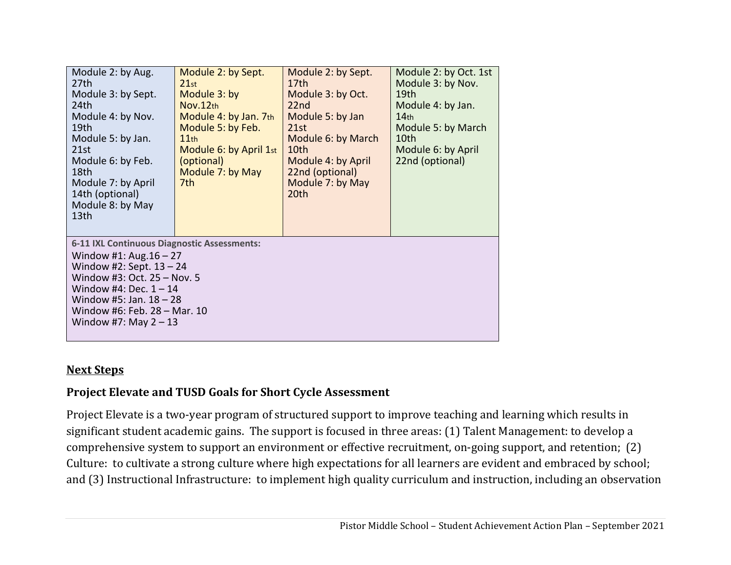| | | | |
|---|---|---|---|
| Module 2: by Aug. 27th<br>Module 3: by Sept. 24th<br>Module 4: by Nov. 19th<br>Module 5: by Jan. 21st<br>Module 6: by Feb. 18th<br>Module 7: by April 14th (optional)<br>Module 8: by May 13th | Module 2: by Sept. 21st<br>Module 3: by Nov.12th<br>Module 4: by Jan. 7th<br>Module 5: by Feb. 11th<br>Module 6: by April 1st (optional)<br>Module 7: by May 7th | Module 2: by Sept. 17th<br>Module 3: by Oct. 22nd<br>Module 5: by Jan 21st<br>Module 6: by March 10th<br>Module 4: by April 22nd (optional)<br>Module 7: by May 20th | Module 2: by Oct. 1st<br>Module 3: by Nov. 19th<br>Module 4: by Jan. 14th<br>Module 5: by March 10th<br>Module 6: by April 22nd (optional) |
| **6-11 IXL Continuous Diagnostic Assessments:**<br>Window #1: Aug.16 – 27<br>Window #2: Sept. 13 – 24<br>Window #3: Oct. 25 – Nov. 5<br>Window #4: Dec. 1 – 14<br>Window #5: Jan. 18 – 28<br>Window #6: Feb. 28 – Mar. 10<br>Window #7: May 2 – 13 | | | |

## <u>Next Steps</u>

### Project Elevate and TUSD Goals for Short Cycle Assessment

Project Elevate is a two-year program of structured support to improve teaching and learning which results in significant student academic gains. The support is focused in three areas: (1) Talent Management: to develop a comprehensive system to support an environment or effective recruitment, on-going support, and retention; (2) Culture: to cultivate a strong culture where high expectations for all learners are evident and embraced by school; and (3) Instructional Infrastructure: to implement high quality curriculum and instruction, including an observation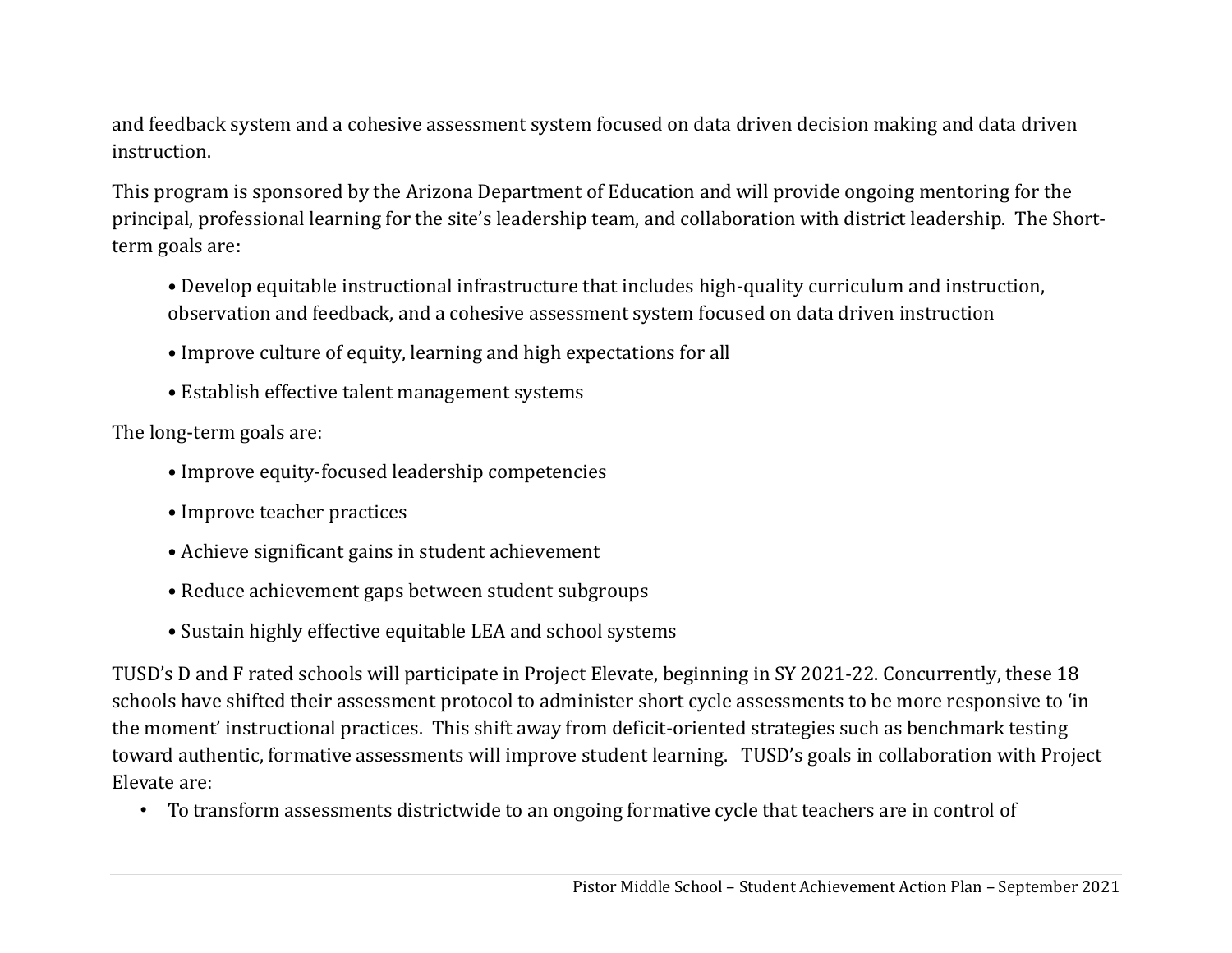and feedback system and a cohesive assessment system focused on data driven decision making and data driven instruction.

This program is sponsored by the Arizona Department of Education and will provide ongoing mentoring for the principal, professional learning for the site's leadership team, and collaboration with district leadership. The Short-term goals are:

- Develop equitable instructional infrastructure that includes high-quality curriculum and instruction, observation and feedback, and a cohesive assessment system focused on data driven instruction
- Improve culture of equity, learning and high expectations for all
- Establish effective talent management systems

The long-term goals are:

- Improve equity-focused leadership competencies
- Improve teacher practices
- Achieve significant gains in student achievement
- Reduce achievement gaps between student subgroups
- Sustain highly effective equitable LEA and school systems

TUSD's D and F rated schools will participate in Project Elevate, beginning in SY 2021-22. Concurrently, these 18 schools have shifted their assessment protocol to administer short cycle assessments to be more responsive to 'in the moment' instructional practices. This shift away from deficit-oriented strategies such as benchmark testing toward authentic, formative assessments will improve student learning. TUSD's goals in collaboration with Project Elevate are:

- To transform assessments districtwide to an ongoing formative cycle that teachers are in control of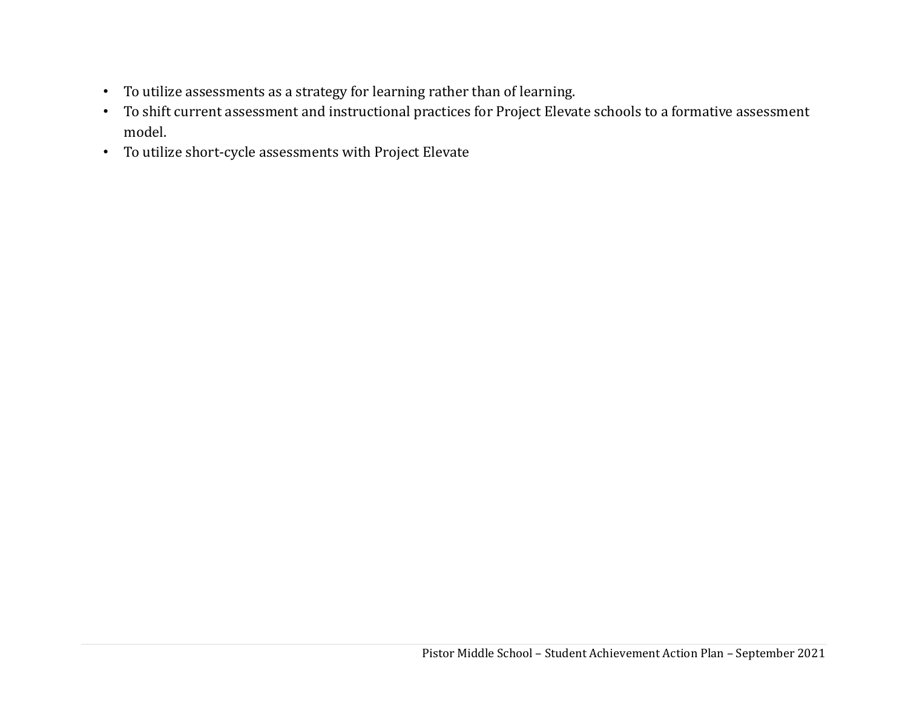- To utilize assessments as a strategy for learning rather than of learning.
- To shift current assessment and instructional practices for Project Elevate schools to a formative assessment model.
- To utilize short-cycle assessments with Project Elevate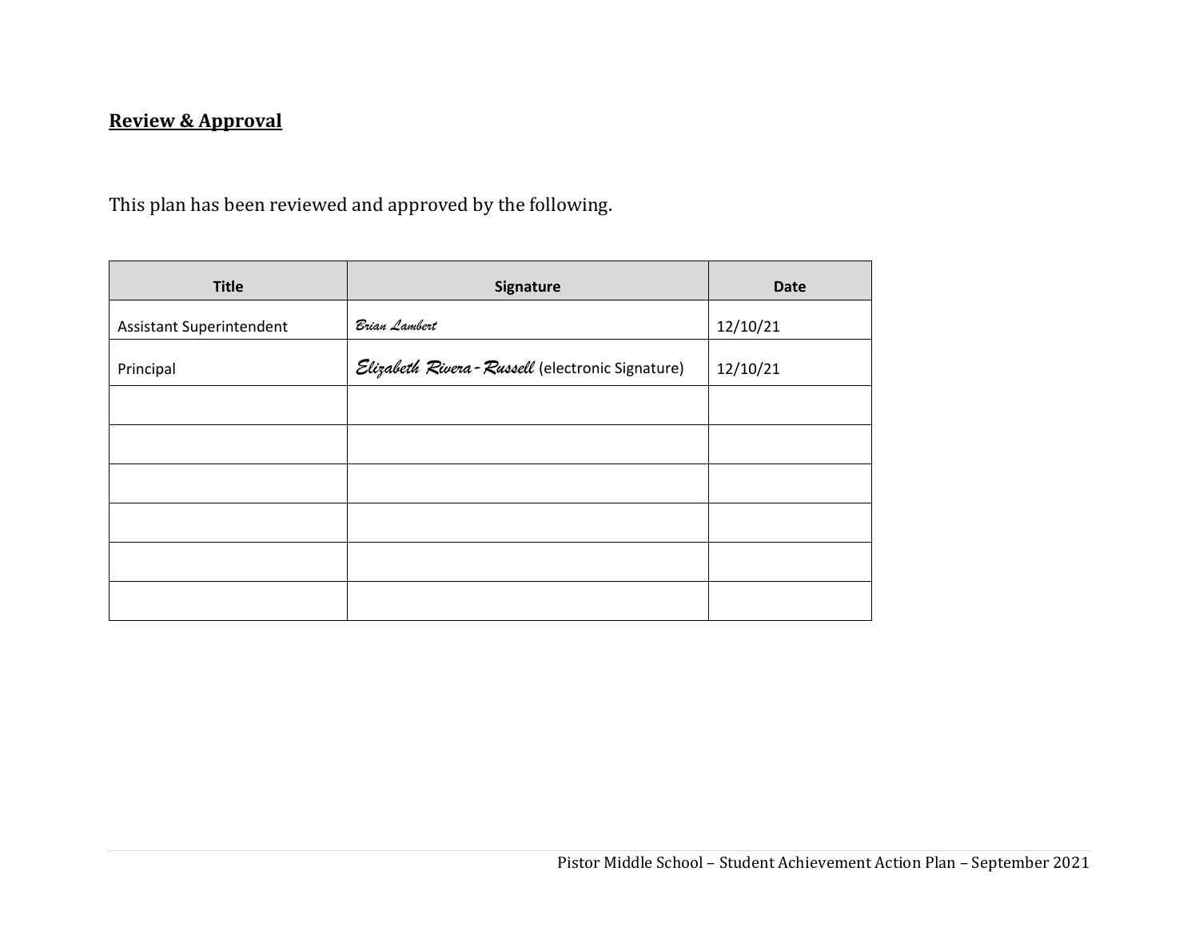**Review & Approval**

This plan has been reviewed and approved by the following.

| Title | Signature | Date |
|---|---|---|
| Assistant Superintendent | *Brian Lambert* | 12/10/21 |
| Principal | *Elizabeth Rivera-Russell* (electronic Signature) | 12/10/21 |
| | | |
| | | |
| | | |
| | | |
| | | |
| | | |